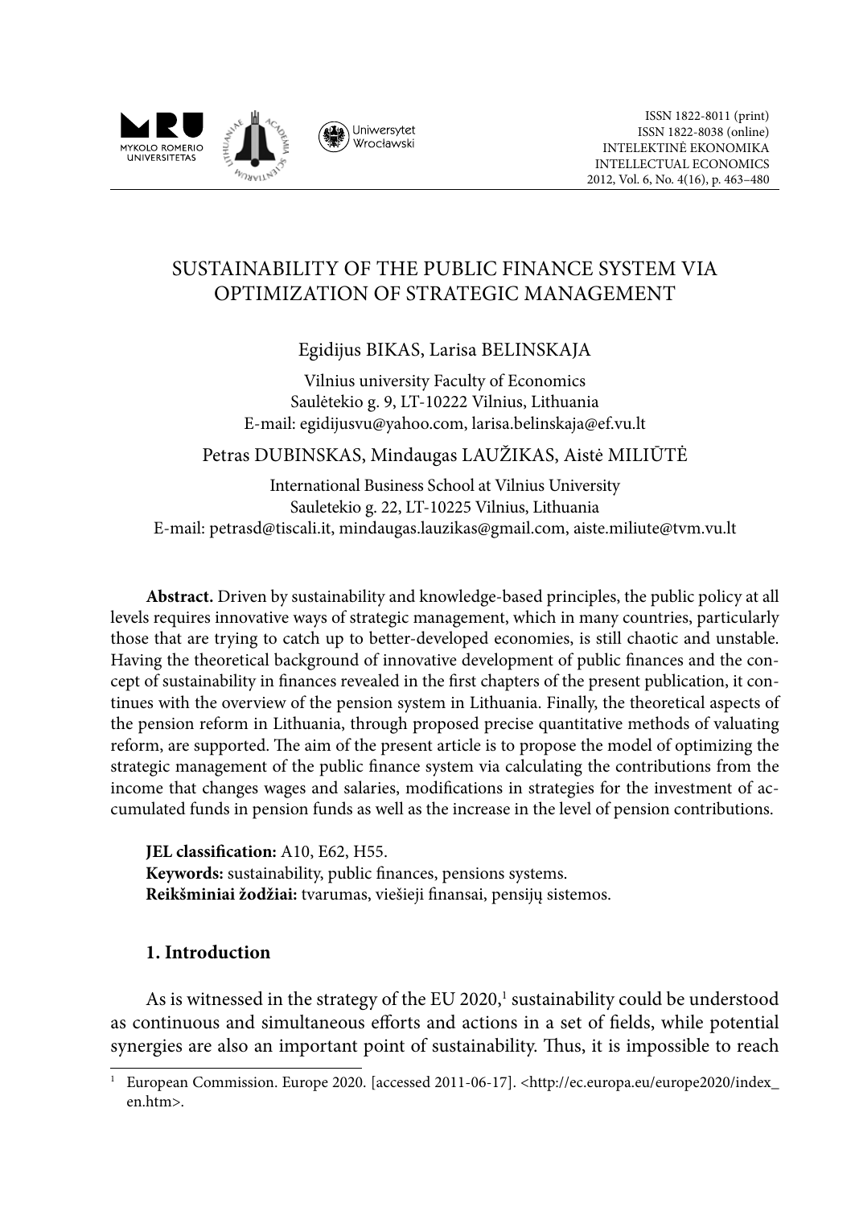ISSN 1822-8011 (print)
ISSN 1822-8038 (online)
INTELEKTINĖ EKONOMIKA
INTELLECTUAL ECONOMICS
2012, Vol. 6, No. 4(16), p. 463–480

# SUSTAINABILITY OF THE PUBLIC FINANCE SYSTEM VIA OPTIMIZATION OF STRATEGIC MANAGEMENT

Egidijus BIKAS, Larisa BELINSKAJA

Vilnius university Faculty of Economics
Saulėtekio g. 9, LT-10222 Vilnius, Lithuania
E-mail: egidijusvu@yahoo.com, larisa.belinskaja@ef.vu.lt

Petras DUBINSKAS, Mindaugas LAUŽIKAS, Aistė MILIŪTĖ

International Business School at Vilnius University
Sauletekio g. 22, LT-10225 Vilnius, Lithuania
E-mail: petrasd@tiscali.it, mindaugas.lauzikas@gmail.com, aiste.miliute@tvm.vu.lt

**Abstract.** Driven by sustainability and knowledge-based principles, the public policy at all levels requires innovative ways of strategic management, which in many countries, particularly those that are trying to catch up to better-developed economies, is still chaotic and unstable. Having the theoretical background of innovative development of public finances and the concept of sustainability in finances revealed in the first chapters of the present publication, it continues with the overview of the pension system in Lithuania. Finally, the theoretical aspects of the pension reform in Lithuania, through proposed precise quantitative methods of valuating reform, are supported. The aim of the present article is to propose the model of optimizing the strategic management of the public finance system via calculating the contributions from the income that changes wages and salaries, modifications in strategies for the investment of accumulated funds in pension funds as well as the increase in the level of pension contributions.

**JEL classification:** A10, E62, H55.
**Keywords:** sustainability, public finances, pensions systems.
**Reikšminiai žodžiai:** tvarumas, viešieji finansai, pensijų sistemos.

## 1. Introduction

As is witnessed in the strategy of the EU 2020,[1] sustainability could be understood as continuous and simultaneous efforts and actions in a set of fields, while potential synergies are also an important point of sustainability. Thus, it is impossible to reach

[1] European Commission. Europe 2020. [accessed 2011-06-17]. <http://ec.europa.eu/europe2020/index_en.htm>.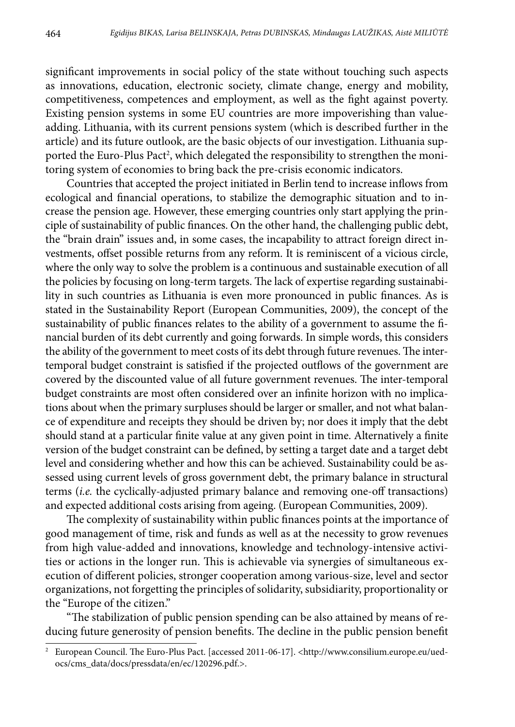significant improvements in social policy of the state without touching such aspects as innovations, education, electronic society, climate change, energy and mobility, competitiveness, competences and employment, as well as the fight against poverty. Existing pension systems in some EU countries are more impoverishing than value-adding. Lithuania, with its current pensions system (which is described further in the article) and its future outlook, are the basic objects of our investigation. Lithuania supported the Euro-Plus Pact[2], which delegated the responsibility to strengthen the monitoring system of economies to bring back the pre-crisis economic indicators.

Countries that accepted the project initiated in Berlin tend to increase inflows from ecological and financial operations, to stabilize the demographic situation and to increase the pension age. However, these emerging countries only start applying the principle of sustainability of public finances. On the other hand, the challenging public debt, the "brain drain" issues and, in some cases, the incapability to attract foreign direct investments, offset possible returns from any reform. It is reminiscent of a vicious circle, where the only way to solve the problem is a continuous and sustainable execution of all the policies by focusing on long-term targets. The lack of expertise regarding sustainability in such countries as Lithuania is even more pronounced in public finances. As is stated in the Sustainability Report (European Communities, 2009), the concept of the sustainability of public finances relates to the ability of a government to assume the financial burden of its debt currently and going forwards. In simple words, this considers the ability of the government to meet costs of its debt through future revenues. The inter-temporal budget constraint is satisfied if the projected outflows of the government are covered by the discounted value of all future government revenues. The inter-temporal budget constraints are most often considered over an infinite horizon with no implications about when the primary surpluses should be larger or smaller, and not what balance of expenditure and receipts they should be driven by; nor does it imply that the debt should stand at a particular finite value at any given point in time. Alternatively a finite version of the budget constraint can be defined, by setting a target date and a target debt level and considering whether and how this can be achieved. Sustainability could be assessed using current levels of gross government debt, the primary balance in structural terms (*i.e.* the cyclically-adjusted primary balance and removing one-off transactions) and expected additional costs arising from ageing. (European Communities, 2009).

The complexity of sustainability within public finances points at the importance of good management of time, risk and funds as well as at the necessity to grow revenues from high value-added and innovations, knowledge and technology-intensive activities or actions in the longer run. This is achievable via synergies of simultaneous execution of different policies, stronger cooperation among various-size, level and sector organizations, not forgetting the principles of solidarity, subsidiarity, proportionality or the "Europe of the citizen."

"The stabilization of public pension spending can be also attained by means of reducing future generosity of pension benefits. The decline in the public pension benefit

---

[2] European Council. The Euro-Plus Pact. [accessed 2011-06-17]. <http://www.consilium.europe.eu/uedocs/cms_data/docs/pressdata/en/ec/120296.pdf.>.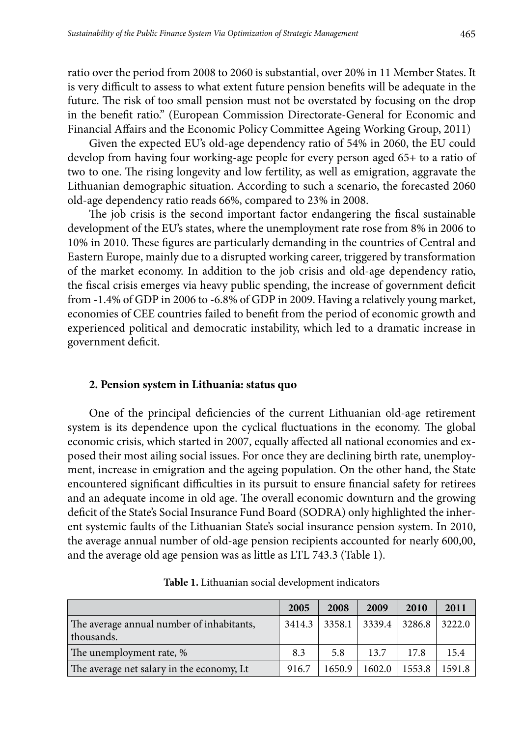ratio over the period from 2008 to 2060 is substantial, over 20% in 11 Member States. It is very difficult to assess to what extent future pension benefits will be adequate in the future. The risk of too small pension must not be overstated by focusing on the drop in the benefit ratio." (European Commission Directorate-General for Economic and Financial Affairs and the Economic Policy Committee Ageing Working Group, 2011)

Given the expected EU's old-age dependency ratio of 54% in 2060, the EU could develop from having four working-age people for every person aged 65+ to a ratio of two to one. The rising longevity and low fertility, as well as emigration, aggravate the Lithuanian demographic situation. According to such a scenario, the forecasted 2060 old-age dependency ratio reads 66%, compared to 23% in 2008.

The job crisis is the second important factor endangering the fiscal sustainable development of the EU's states, where the unemployment rate rose from 8% in 2006 to 10% in 2010. These figures are particularly demanding in the countries of Central and Eastern Europe, mainly due to a disrupted working career, triggered by transformation of the market economy. In addition to the job crisis and old-age dependency ratio, the fiscal crisis emerges via heavy public spending, the increase of government deficit from -1.4% of GDP in 2006 to -6.8% of GDP in 2009. Having a relatively young market, economies of CEE countries failed to benefit from the period of economic growth and experienced political and democratic instability, which led to a dramatic increase in government deficit.

## 2. Pension system in Lithuania: status quo

One of the principal deficiencies of the current Lithuanian old-age retirement system is its dependence upon the cyclical fluctuations in the economy. The global economic crisis, which started in 2007, equally affected all national economies and exposed their most ailing social issues. For once they are declining birth rate, unemployment, increase in emigration and the ageing population. On the other hand, the State encountered significant difficulties in its pursuit to ensure financial safety for retirees and an adequate income in old age. The overall economic downturn and the growing deficit of the State's Social Insurance Fund Board (SODRA) only highlighted the inherent systemic faults of the Lithuanian State's social insurance pension system. In 2010, the average annual number of old-age pension recipients accounted for nearly 600,00, and the average old age pension was as little as LTL 743.3 (Table 1).

**Table 1.** Lithuanian social development indicators

| | 2005 | 2008 | 2009 | 2010 | 2011 |
|---|---|---|---|---|---|
| The average annual number of inhabitants, thousands. | 3414.3 | 3358.1 | 3339.4 | 3286.8 | 3222.0 |
| The unemployment rate, % | 8.3 | 5.8 | 13.7 | 17.8 | 15.4 |
| The average net salary in the economy, Lt | 916.7 | 1650.9 | 1602.0 | 1553.8 | 1591.8 |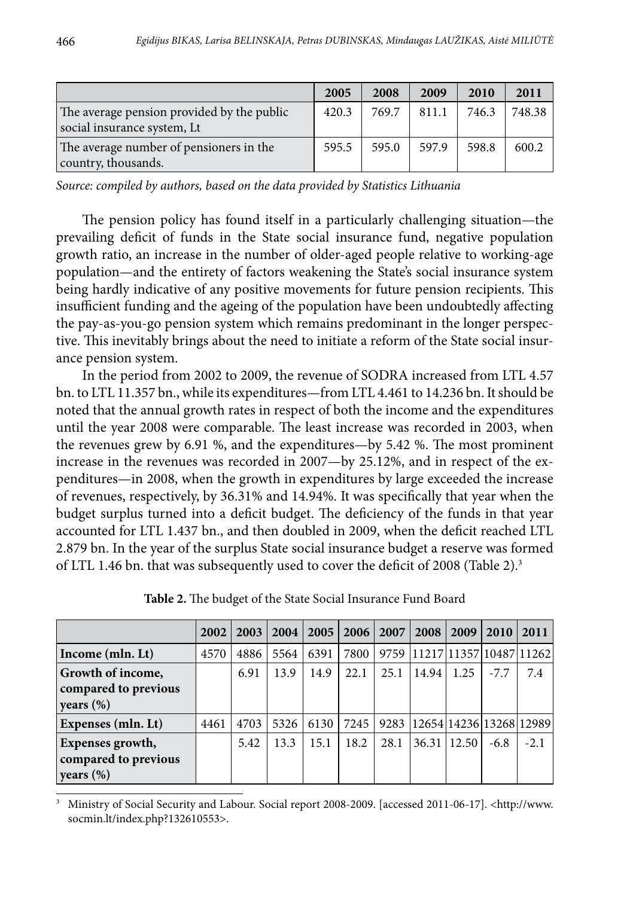| | 2005 | 2008 | 2009 | 2010 | 2011 |
|---|---|---|---|---|---|
| The average pension provided by the public social insurance system, Lt | 420.3 | 769.7 | 811.1 | 746.3 | 748.38 |
| The average number of pensioners in the country, thousands. | 595.5 | 595.0 | 597.9 | 598.8 | 600.2 |

*Source: compiled by authors, based on the data provided by Statistics Lithuania*

The pension policy has found itself in a particularly challenging situation—the prevailing deficit of funds in the State social insurance fund, negative population growth ratio, an increase in the number of older-aged people relative to working-age population—and the entirety of factors weakening the State's social insurance system being hardly indicative of any positive movements for future pension recipients. This insufficient funding and the ageing of the population have been undoubtedly affecting the pay-as-you-go pension system which remains predominant in the longer perspective. This inevitably brings about the need to initiate a reform of the State social insurance pension system.

In the period from 2002 to 2009, the revenue of SODRA increased from LTL 4.57 bn. to LTL 11.357 bn., while its expenditures—from LTL 4.461 to 14.236 bn. It should be noted that the annual growth rates in respect of both the income and the expenditures until the year 2008 were comparable. The least increase was recorded in 2003, when the revenues grew by 6.91 %, and the expenditures—by 5.42 %. The most prominent increase in the revenues was recorded in 2007—by 25.12%, and in respect of the expenditures—in 2008, when the growth in expenditures by large exceeded the increase of revenues, respectively, by 36.31% and 14.94%. It was specifically that year when the budget surplus turned into a deficit budget. The deficiency of the funds in that year accounted for LTL 1.437 bn., and then doubled in 2009, when the deficit reached LTL 2.879 bn. In the year of the surplus State social insurance budget a reserve was formed of LTL 1.46 bn. that was subsequently used to cover the deficit of 2008 (Table 2).[3]

**Table 2.** The budget of the State Social Insurance Fund Board

| | 2002 | 2003 | 2004 | 2005 | 2006 | 2007 | 2008 | 2009 | 2010 | 2011 |
|---|---|---|---|---|---|---|---|---|---|---|
| **Income (mln. Lt)** | 4570 | 4886 | 5564 | 6391 | 7800 | 9759 | 11217 | 11357 | 10487 | 11262 |
| **Growth of income, compared to previous years (%)** | | 6.91 | 13.9 | 14.9 | 22.1 | 25.1 | 14.94 | 1.25 | -7.7 | 7.4 |
| **Expenses (mln. Lt)** | 4461 | 4703 | 5326 | 6130 | 7245 | 9283 | 12654 | 14236 | 13268 | 12989 |
| **Expenses growth, compared to previous years (%)** | | 5.42 | 13.3 | 15.1 | 18.2 | 28.1 | 36.31 | 12.50 | -6.8 | -2.1 |

[3] Ministry of Social Security and Labour. Social report 2008-2009. [accessed 2011-06-17]. <http://www.socmin.lt/index.php?132610553>.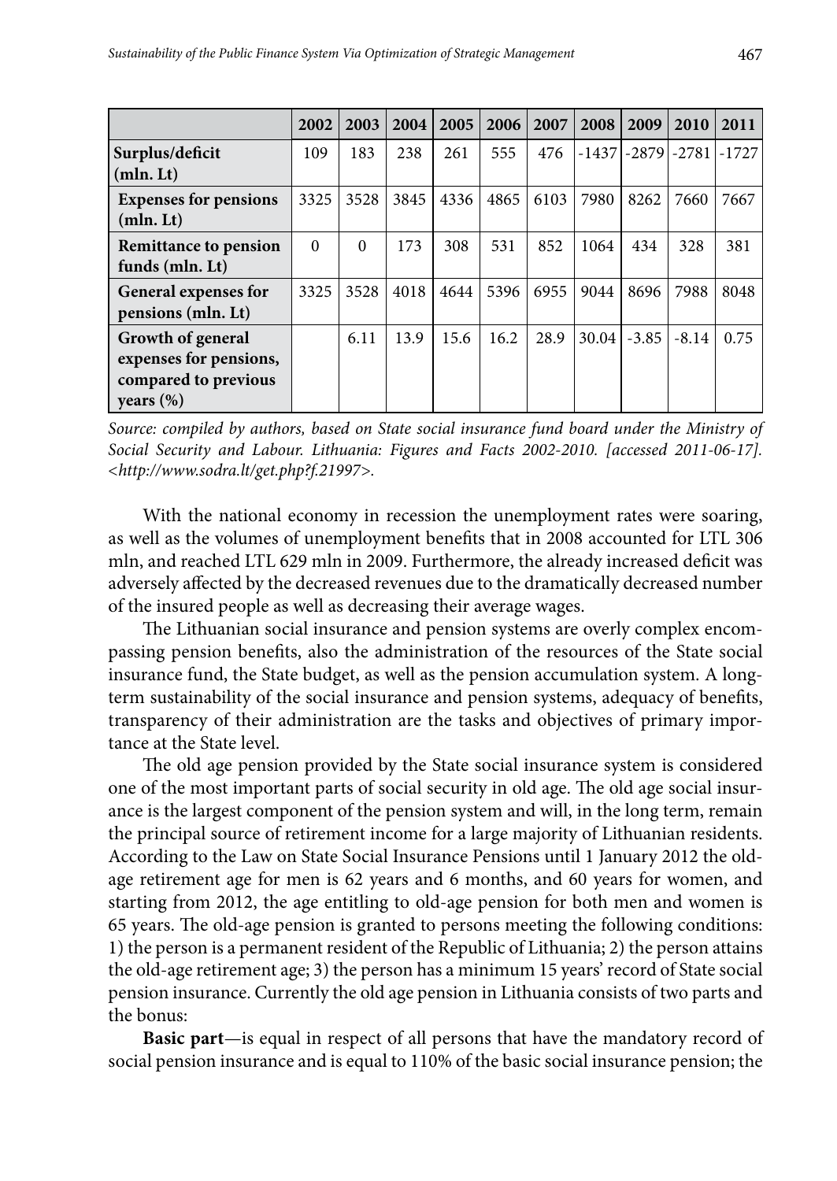| | 2002 | 2003 | 2004 | 2005 | 2006 | 2007 | 2008 | 2009 | 2010 | 2011 |
|---|---|---|---|---|---|---|---|---|---|---|
| **Surplus/deficit (mln. Lt)** | 109 | 183 | 238 | 261 | 555 | 476 | -1437 | -2879 | -2781 | -1727 |
| **Expenses for pensions (mln. Lt)** | 3325 | 3528 | 3845 | 4336 | 4865 | 6103 | 7980 | 8262 | 7660 | 7667 |
| **Remittance to pension funds (mln. Lt)** | 0 | 0 | 173 | 308 | 531 | 852 | 1064 | 434 | 328 | 381 |
| **General expenses for pensions (mln. Lt)** | 3325 | 3528 | 4018 | 4644 | 5396 | 6955 | 9044 | 8696 | 7988 | 8048 |
| **Growth of general expenses for pensions, compared to previous years (%)** | | 6.11 | 13.9 | 15.6 | 16.2 | 28.9 | 30.04 | -3.85 | -8.14 | 0.75 |

*Source: compiled by authors, based on State social insurance fund board under the Ministry of Social Security and Labour. Lithuania: Figures and Facts 2002-2010. [accessed 2011-06-17]. <http://www.sodra.lt/get.php?f.21997>.*

With the national economy in recession the unemployment rates were soaring, as well as the volumes of unemployment benefits that in 2008 accounted for LTL 306 mln, and reached LTL 629 mln in 2009. Furthermore, the already increased deficit was adversely affected by the decreased revenues due to the dramatically decreased number of the insured people as well as decreasing their average wages.

The Lithuanian social insurance and pension systems are overly complex encompassing pension benefits, also the administration of the resources of the State social insurance fund, the State budget, as well as the pension accumulation system. A long-term sustainability of the social insurance and pension systems, adequacy of benefits, transparency of their administration are the tasks and objectives of primary importance at the State level.

The old age pension provided by the State social insurance system is considered one of the most important parts of social security in old age. The old age social insurance is the largest component of the pension system and will, in the long term, remain the principal source of retirement income for a large majority of Lithuanian residents. According to the Law on State Social Insurance Pensions until 1 January 2012 the old-age retirement age for men is 62 years and 6 months, and 60 years for women, and starting from 2012, the age entitling to old-age pension for both men and women is 65 years. The old-age pension is granted to persons meeting the following conditions: 1) the person is a permanent resident of the Republic of Lithuania; 2) the person attains the old-age retirement age; 3) the person has a minimum 15 years' record of State social pension insurance. Currently the old age pension in Lithuania consists of two parts and the bonus:

**Basic part**—is equal in respect of all persons that have the mandatory record of social pension insurance and is equal to 110% of the basic social insurance pension; the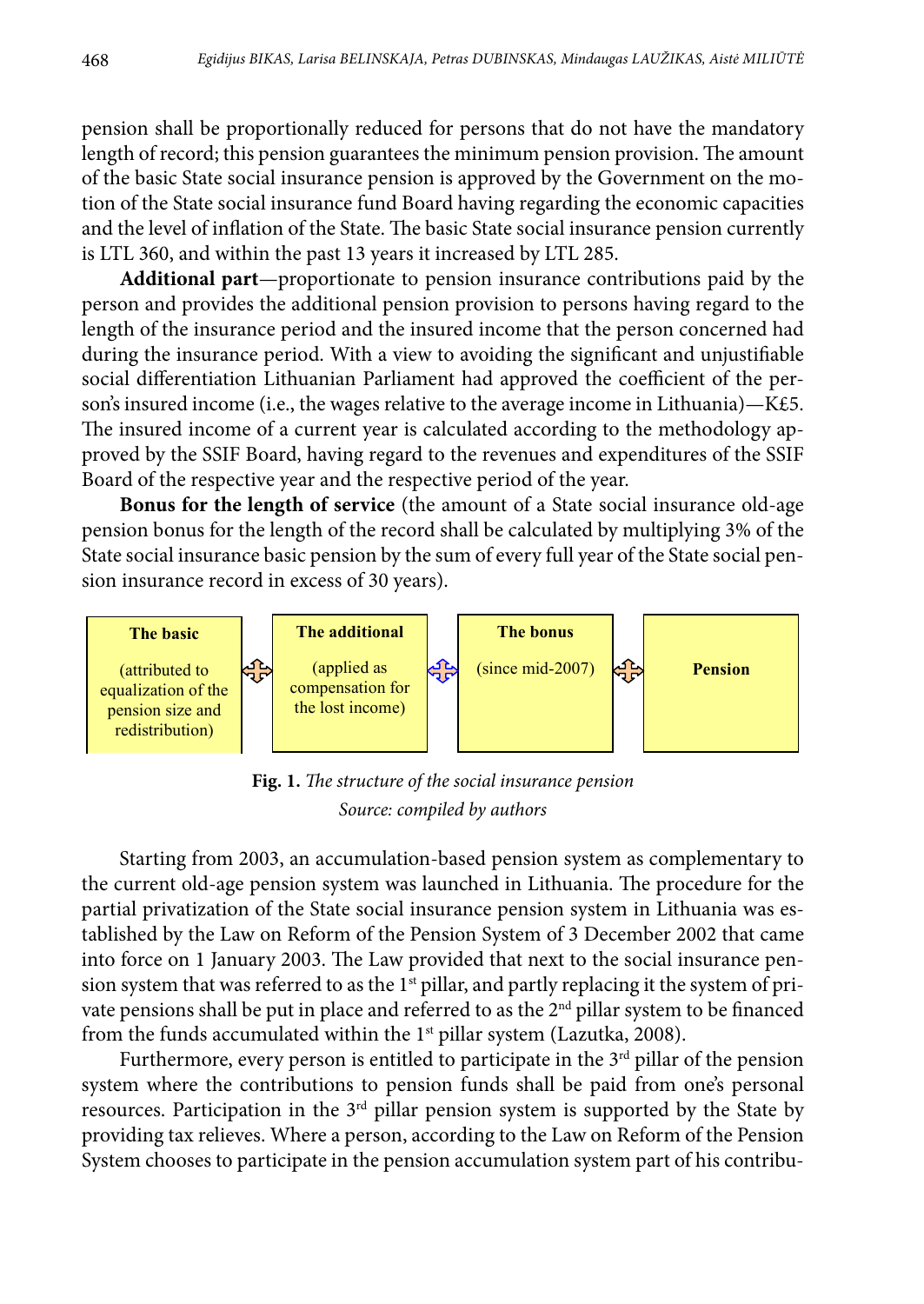pension shall be proportionally reduced for persons that do not have the mandatory length of record; this pension guarantees the minimum pension provision. The amount of the basic State social insurance pension is approved by the Government on the motion of the State social insurance fund Board having regarding the economic capacities and the level of inflation of the State. The basic State social insurance pension currently is LTL 360, and within the past 13 years it increased by LTL 285.

**Additional part**—proportionate to pension insurance contributions paid by the person and provides the additional pension provision to persons having regard to the length of the insurance period and the insured income that the person concerned had during the insurance period. With a view to avoiding the significant and unjustifiable social differentiation Lithuanian Parliament had approved the coefficient of the person's insured income (i.e., the wages relative to the average income in Lithuania)—K£5. The insured income of a current year is calculated according to the methodology approved by the SSIF Board, having regard to the revenues and expenditures of the SSIF Board of the respective year and the respective period of the year.

**Bonus for the length of service** (the amount of a State social insurance old-age pension bonus for the length of the record shall be calculated by multiplying 3% of the State social insurance basic pension by the sum of every full year of the State social pension insurance record in excess of 30 years).

| **The basic** (attributed to equalization of the pension size and redistribution) | ⇔ | **The additional** (applied as compensation for the lost income) | ⇔ | **The bonus** (since mid-2007) | ⇔ | **Pension** |
|---|---|---|---|---|---|---|

**Fig. 1.** *The structure of the social insurance pension*
*Source: compiled by authors*

Starting from 2003, an accumulation-based pension system as complementary to the current old-age pension system was launched in Lithuania. The procedure for the partial privatization of the State social insurance pension system in Lithuania was established by the Law on Reform of the Pension System of 3 December 2002 that came into force on 1 January 2003. The Law provided that next to the social insurance pension system that was referred to as the 1st pillar, and partly replacing it the system of private pensions shall be put in place and referred to as the 2nd pillar system to be financed from the funds accumulated within the 1st pillar system (Lazutka, 2008).

Furthermore, every person is entitled to participate in the 3rd pillar of the pension system where the contributions to pension funds shall be paid from one's personal resources. Participation in the 3rd pillar pension system is supported by the State by providing tax relieves. Where a person, according to the Law on Reform of the Pension System chooses to participate in the pension accumulation system part of his contribu-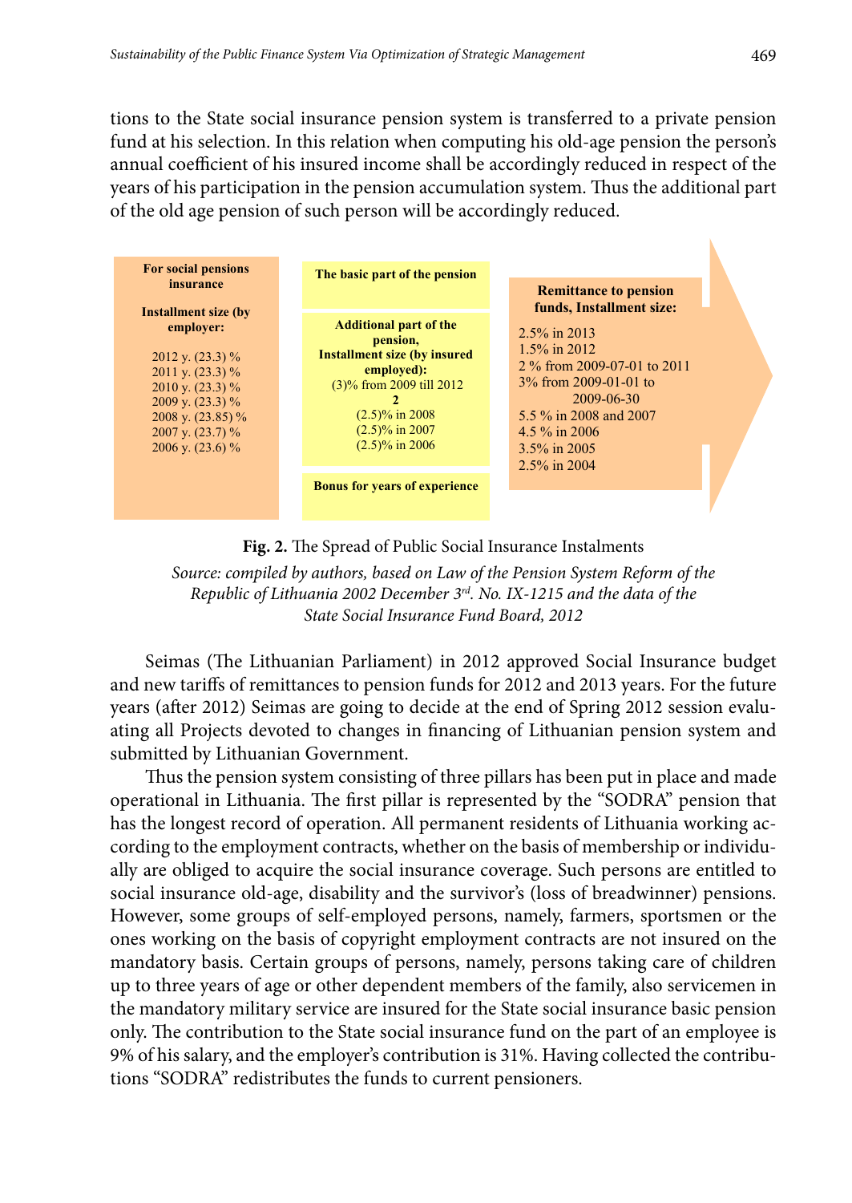tions to the State social insurance pension system is transferred to a private pension fund at his selection. In this relation when computing his old-age pension the person's annual coefficient of his insured income shall be accordingly reduced in respect of the years of his participation in the pension accumulation system. Thus the additional part of the old age pension of such person will be accordingly reduced.

**For social pensions insurance**

**Installment size (by employer:**

2012 y. (23.3) %
2011 y. (23.3) %
2010 y. (23.3) %
2009 y. (23.3) %
2008 y. (23.85) %
2007 y. (23.7) %
2006 y. (23.6) %

**The basic part of the pension**

**Additional part of the pension, Installment size (by insured employed):**
(3)% from 2009 till 2012
**2**
(2.5)% in 2008
(2.5)% in 2007
(2.5)% in 2006

**Bonus for years of experience**

**Remittance to pension funds, Installment size:**

2.5% in 2013
1.5% in 2012
2 % from 2009-07-01 to 2011
3% from 2009-01-01 to 2009-06-30
5.5 % in 2008 and 2007
4.5 % in 2006
3.5% in 2005
2.5% in 2004

**Fig. 2.** The Spread of Public Social Insurance Instalments

*Source: compiled by authors, based on Law of the Pension System Reform of the Republic of Lithuania 2002 December 3rd. No. IX-1215 and the data of the State Social Insurance Fund Board, 2012*

Seimas (The Lithuanian Parliament) in 2012 approved Social Insurance budget and new tariffs of remittances to pension funds for 2012 and 2013 years. For the future years (after 2012) Seimas are going to decide at the end of Spring 2012 session evaluating all Projects devoted to changes in financing of Lithuanian pension system and submitted by Lithuanian Government.

Thus the pension system consisting of three pillars has been put in place and made operational in Lithuania. The first pillar is represented by the "SODRA" pension that has the longest record of operation. All permanent residents of Lithuania working according to the employment contracts, whether on the basis of membership or individually are obliged to acquire the social insurance coverage. Such persons are entitled to social insurance old-age, disability and the survivor's (loss of breadwinner) pensions. However, some groups of self-employed persons, namely, farmers, sportsmen or the ones working on the basis of copyright employment contracts are not insured on the mandatory basis. Certain groups of persons, namely, persons taking care of children up to three years of age or other dependent members of the family, also servicemen in the mandatory military service are insured for the State social insurance basic pension only. The contribution to the State social insurance fund on the part of an employee is 9% of his salary, and the employer's contribution is 31%. Having collected the contributions "SODRA" redistributes the funds to current pensioners.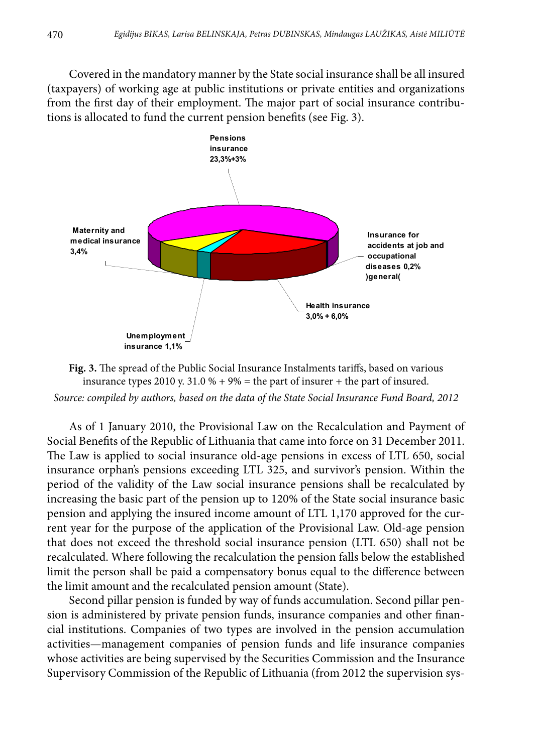Covered in the mandatory manner by the State social insurance shall be all insured (taxpayers) of working age at public institutions or private entities and organizations from the first day of their employment. The major part of social insurance contributions is allocated to fund the current pension benefits (see Fig. 3).

Pensions insurance 23,3%+3%

Maternity and medical insurance 3,4%

Insurance for accidents at job and occupational diseases 0,2% )general(

Health insurance 3,0% + 6,0%

Unemployment insurance 1,1%

**Fig. 3.** The spread of the Public Social Insurance Instalments tariffs, based on various insurance types 2010 y. 31.0 % + 9% = the part of insurer + the part of insured.

*Source: compiled by authors, based on the data of the State Social Insurance Fund Board, 2012*

As of 1 January 2010, the Provisional Law on the Recalculation and Payment of Social Benefits of the Republic of Lithuania that came into force on 31 December 2011. The Law is applied to social insurance old-age pensions in excess of LTL 650, social insurance orphan's pensions exceeding LTL 325, and survivor's pension. Within the period of the validity of the Law social insurance pensions shall be recalculated by increasing the basic part of the pension up to 120% of the State social insurance basic pension and applying the insured income amount of LTL 1,170 approved for the current year for the purpose of the application of the Provisional Law. Old-age pension that does not exceed the threshold social insurance pension (LTL 650) shall not be recalculated. Where following the recalculation the pension falls below the established limit the person shall be paid a compensatory bonus equal to the difference between the limit amount and the recalculated pension amount (State).

Second pillar pension is funded by way of funds accumulation. Second pillar pension is administered by private pension funds, insurance companies and other financial institutions. Companies of two types are involved in the pension accumulation activities—management companies of pension funds and life insurance companies whose activities are being supervised by the Securities Commission and the Insurance Supervisory Commission of the Republic of Lithuania (from 2012 the supervision sys-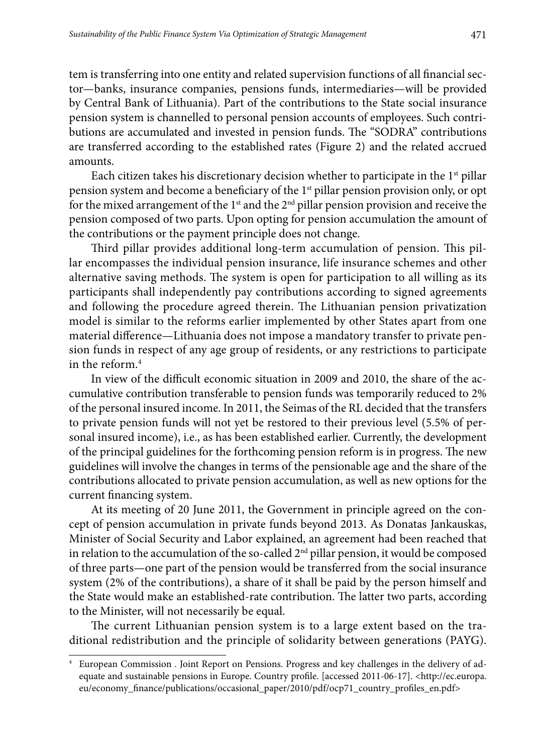tem is transferring into one entity and related supervision functions of all financial sector—banks, insurance companies, pensions funds, intermediaries—will be provided by Central Bank of Lithuania). Part of the contributions to the State social insurance pension system is channelled to personal pension accounts of employees. Such contributions are accumulated and invested in pension funds. The "SODRA" contributions are transferred according to the established rates (Figure 2) and the related accrued amounts.

Each citizen takes his discretionary decision whether to participate in the 1st pillar pension system and become a beneficiary of the 1st pillar pension provision only, or opt for the mixed arrangement of the 1st and the 2nd pillar pension provision and receive the pension composed of two parts. Upon opting for pension accumulation the amount of the contributions or the payment principle does not change.

Third pillar provides additional long-term accumulation of pension. This pillar encompasses the individual pension insurance, life insurance schemes and other alternative saving methods. The system is open for participation to all willing as its participants shall independently pay contributions according to signed agreements and following the procedure agreed therein. The Lithuanian pension privatization model is similar to the reforms earlier implemented by other States apart from one material difference—Lithuania does not impose a mandatory transfer to private pension funds in respect of any age group of residents, or any restrictions to participate in the reform.[4]

In view of the difficult economic situation in 2009 and 2010, the share of the accumulative contribution transferable to pension funds was temporarily reduced to 2% of the personal insured income. In 2011, the Seimas of the RL decided that the transfers to private pension funds will not yet be restored to their previous level (5.5% of personal insured income), i.e., as has been established earlier. Currently, the development of the principal guidelines for the forthcoming pension reform is in progress. The new guidelines will involve the changes in terms of the pensionable age and the share of the contributions allocated to private pension accumulation, as well as new options for the current financing system.

At its meeting of 20 June 2011, the Government in principle agreed on the concept of pension accumulation in private funds beyond 2013. As Donatas Jankauskas, Minister of Social Security and Labor explained, an agreement had been reached that in relation to the accumulation of the so-called 2nd pillar pension, it would be composed of three parts—one part of the pension would be transferred from the social insurance system (2% of the contributions), a share of it shall be paid by the person himself and the State would make an established-rate contribution. The latter two parts, according to the Minister, will not necessarily be equal.

The current Lithuanian pension system is to a large extent based on the traditional redistribution and the principle of solidarity between generations (PAYG).

[4] European Commission . Joint Report on Pensions. Progress and key challenges in the delivery of adequate and sustainable pensions in Europe. Country profile. [accessed 2011-06-17]. <http://ec.europa.eu/economy_finance/publications/occasional_paper/2010/pdf/ocp71_country_profiles_en.pdf>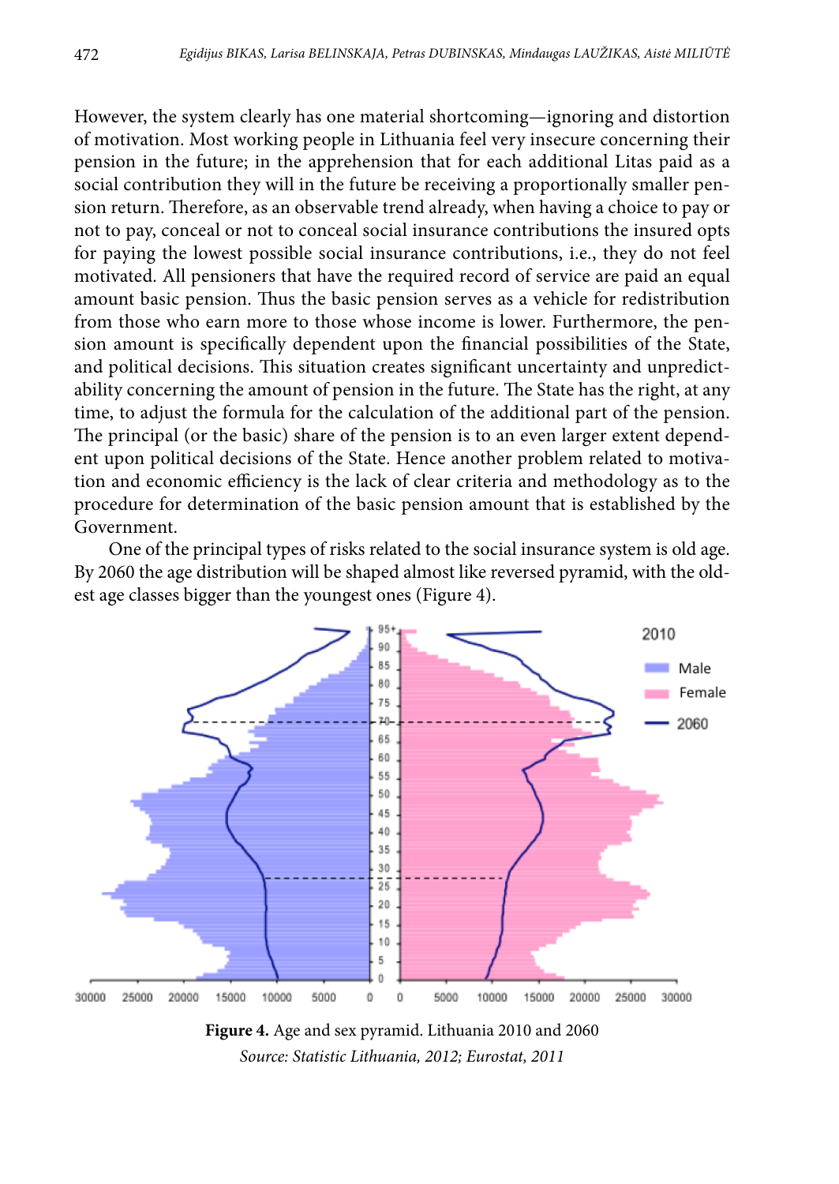However, the system clearly has one material shortcoming—ignoring and distortion of motivation. Most working people in Lithuania feel very insecure concerning their pension in the future; in the apprehension that for each additional Litas paid as a social contribution they will in the future be receiving a proportionally smaller pension return. Therefore, as an observable trend already, when having a choice to pay or not to pay, conceal or not to conceal social insurance contributions the insured opts for paying the lowest possible social insurance contributions, i.e., they do not feel motivated. All pensioners that have the required record of service are paid an equal amount basic pension. Thus the basic pension serves as a vehicle for redistribution from those who earn more to those whose income is lower. Furthermore, the pension amount is specifically dependent upon the financial possibilities of the State, and political decisions. This situation creates significant uncertainty and unpredictability concerning the amount of pension in the future. The State has the right, at any time, to adjust the formula for the calculation of the additional part of the pension. The principal (or the basic) share of the pension is to an even larger extent dependent upon political decisions of the State. Hence another problem related to motivation and economic efficiency is the lack of clear criteria and methodology as to the procedure for determination of the basic pension amount that is established by the Government.

One of the principal types of risks related to the social insurance system is old age. By 2060 the age distribution will be shaped almost like reversed pyramid, with the oldest age classes bigger than the youngest ones (Figure 4).

**Figure 4.** Age and sex pyramid. Lithuania 2010 and 2060

*Source: Statistic Lithuania, 2012; Eurostat, 2011*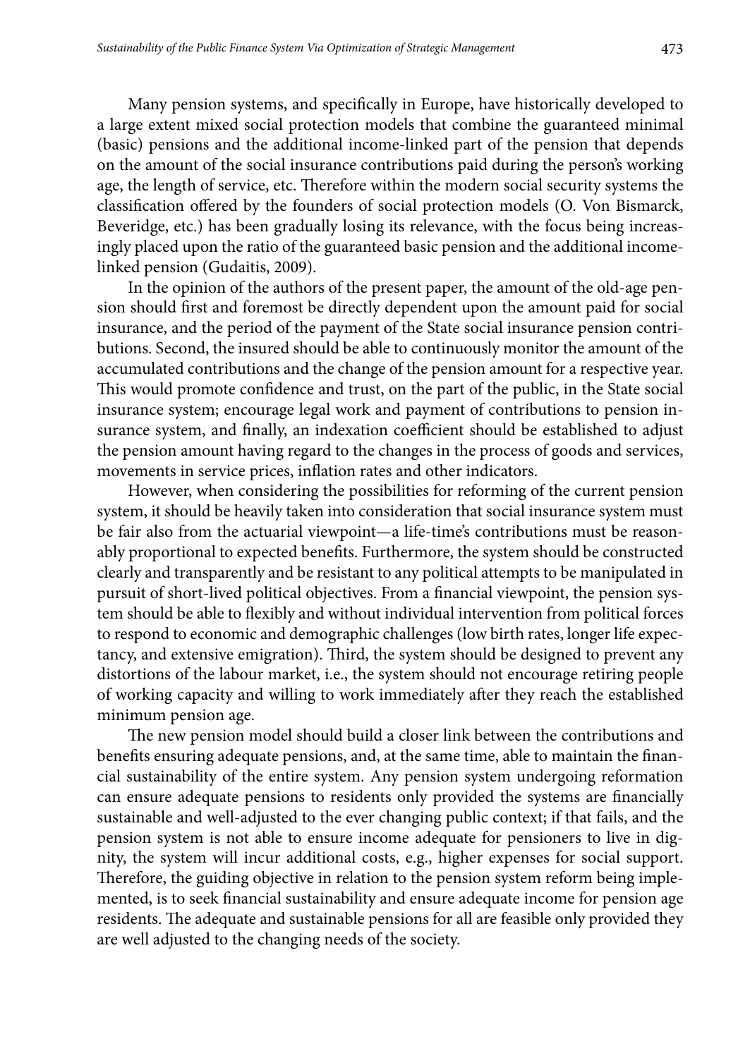Many pension systems, and specifically in Europe, have historically developed to a large extent mixed social protection models that combine the guaranteed minimal (basic) pensions and the additional income-linked part of the pension that depends on the amount of the social insurance contributions paid during the person's working age, the length of service, etc. Therefore within the modern social security systems the classification offered by the founders of social protection models (O. Von Bismarck, Beveridge, etc.) has been gradually losing its relevance, with the focus being increasingly placed upon the ratio of the guaranteed basic pension and the additional income-linked pension (Gudaitis, 2009).

In the opinion of the authors of the present paper, the amount of the old-age pension should first and foremost be directly dependent upon the amount paid for social insurance, and the period of the payment of the State social insurance pension contributions. Second, the insured should be able to continuously monitor the amount of the accumulated contributions and the change of the pension amount for a respective year. This would promote confidence and trust, on the part of the public, in the State social insurance system; encourage legal work and payment of contributions to pension insurance system, and finally, an indexation coefficient should be established to adjust the pension amount having regard to the changes in the process of goods and services, movements in service prices, inflation rates and other indicators.

However, when considering the possibilities for reforming of the current pension system, it should be heavily taken into consideration that social insurance system must be fair also from the actuarial viewpoint—a life-time's contributions must be reasonably proportional to expected benefits. Furthermore, the system should be constructed clearly and transparently and be resistant to any political attempts to be manipulated in pursuit of short-lived political objectives. From a financial viewpoint, the pension system should be able to flexibly and without individual intervention from political forces to respond to economic and demographic challenges (low birth rates, longer life expectancy, and extensive emigration). Third, the system should be designed to prevent any distortions of the labour market, i.e., the system should not encourage retiring people of working capacity and willing to work immediately after they reach the established minimum pension age.

The new pension model should build a closer link between the contributions and benefits ensuring adequate pensions, and, at the same time, able to maintain the financial sustainability of the entire system. Any pension system undergoing reformation can ensure adequate pensions to residents only provided the systems are financially sustainable and well-adjusted to the ever changing public context; if that fails, and the pension system is not able to ensure income adequate for pensioners to live in dignity, the system will incur additional costs, e.g., higher expenses for social support. Therefore, the guiding objective in relation to the pension system reform being implemented, is to seek financial sustainability and ensure adequate income for pension age residents. The adequate and sustainable pensions for all are feasible only provided they are well adjusted to the changing needs of the society.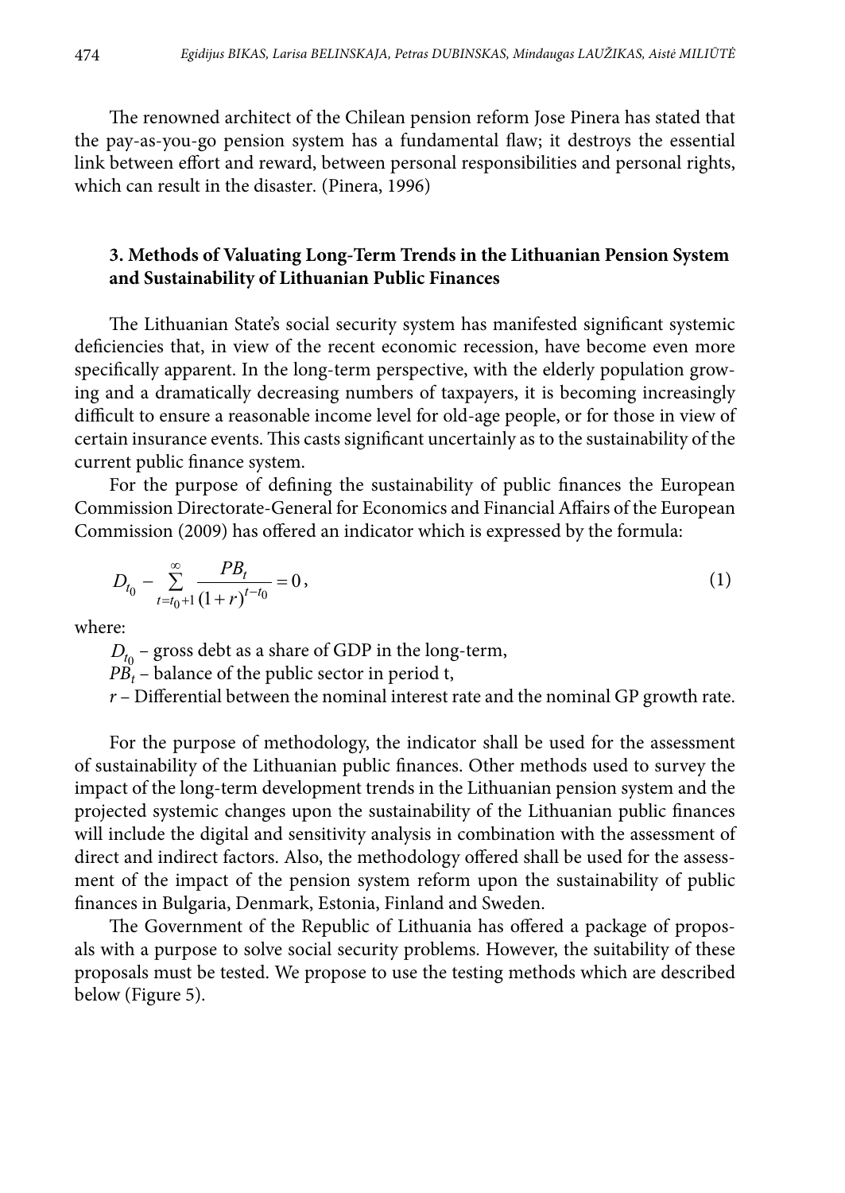The renowned architect of the Chilean pension reform Jose Pinera has stated that the pay-as-you-go pension system has a fundamental flaw; it destroys the essential link between effort and reward, between personal responsibilities and personal rights, which can result in the disaster. (Pinera, 1996)

### 3. Methods of Valuating Long-Term Trends in the Lithuanian Pension System and Sustainability of Lithuanian Public Finances

The Lithuanian State's social security system has manifested significant systemic deficiencies that, in view of the recent economic recession, have become even more specifically apparent. In the long-term perspective, with the elderly population growing and a dramatically decreasing numbers of taxpayers, it is becoming increasingly difficult to ensure a reasonable income level for old-age people, or for those in view of certain insurance events. This casts significant uncertainly as to the sustainability of the current public finance system.

For the purpose of defining the sustainability of public finances the European Commission Directorate-General for Economics and Financial Affairs of the European Commission (2009) has offered an indicator which is expressed by the formula:

$$D_{t_0} - \sum_{t=t_0+1}^{\infty} \frac{PB_t}{(1+r)^{t-t_0}} = 0, \tag{1}$$

where:

$D_{t_0}$ – gross debt as a share of GDP in the long-term,

$PB_t$ – balance of the public sector in period t,

$r$ – Differential between the nominal interest rate and the nominal GP growth rate.

For the purpose of methodology, the indicator shall be used for the assessment of sustainability of the Lithuanian public finances. Other methods used to survey the impact of the long-term development trends in the Lithuanian pension system and the projected systemic changes upon the sustainability of the Lithuanian public finances will include the digital and sensitivity analysis in combination with the assessment of direct and indirect factors. Also, the methodology offered shall be used for the assessment of the impact of the pension system reform upon the sustainability of public finances in Bulgaria, Denmark, Estonia, Finland and Sweden.

The Government of the Republic of Lithuania has offered a package of proposals with a purpose to solve social security problems. However, the suitability of these proposals must be tested. We propose to use the testing methods which are described below (Figure 5).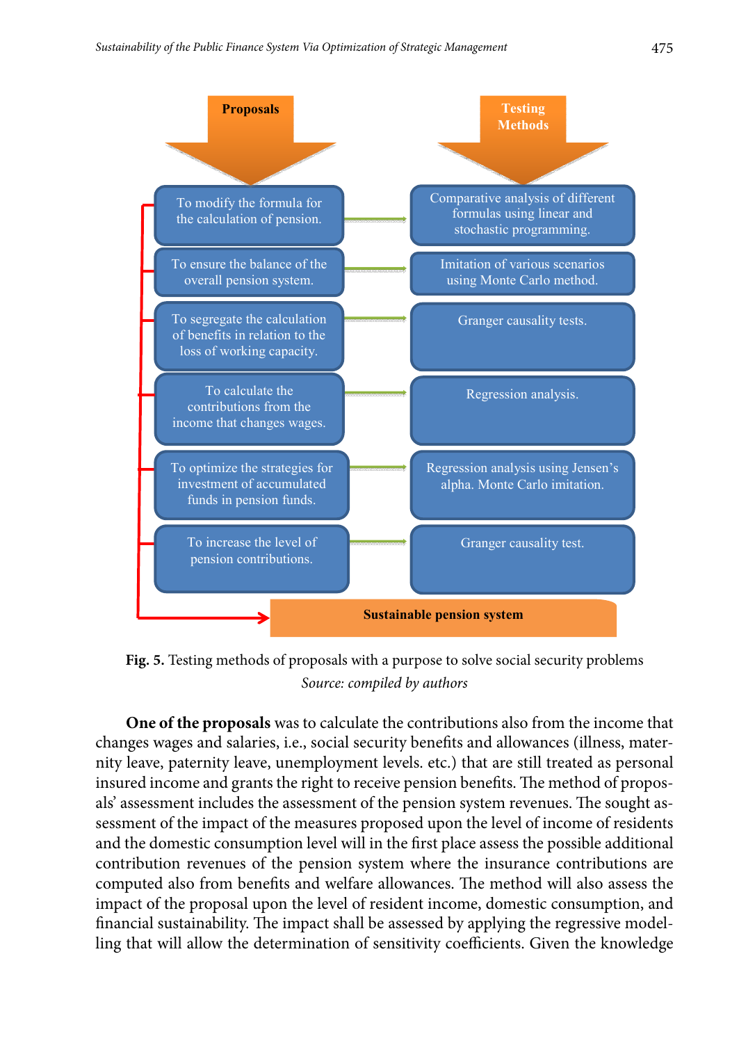| Proposals | Testing Methods |
| --- | --- |
| To modify the formula for the calculation of pension. | Comparative analysis of different formulas using linear and stochastic programming. |
| To ensure the balance of the overall pension system. | Imitation of various scenarios using Monte Carlo method. |
| To segregate the calculation of benefits in relation to the loss of working capacity. | Granger causality tests. |
| To calculate the contributions from the income that changes wages. | Regression analysis. |
| To optimize the strategies for investment of accumulated funds in pension funds. | Regression analysis using Jensen's alpha. Monte Carlo imitation. |
| To increase the level of pension contributions. | Granger causality test. |

**Sustainable pension system**

**Fig. 5.** Testing methods of proposals with a purpose to solve social security problems

*Source: compiled by authors*

**One of the proposals** was to calculate the contributions also from the income that changes wages and salaries, i.e., social security benefits and allowances (illness, maternity leave, paternity leave, unemployment levels. etc.) that are still treated as personal insured income and grants the right to receive pension benefits. The method of proposals' assessment includes the assessment of the pension system revenues. The sought assessment of the impact of the measures proposed upon the level of income of residents and the domestic consumption level will in the first place assess the possible additional contribution revenues of the pension system where the insurance contributions are computed also from benefits and welfare allowances. The method will also assess the impact of the proposal upon the level of resident income, domestic consumption, and financial sustainability. The impact shall be assessed by applying the regressive modelling that will allow the determination of sensitivity coefficients. Given the knowledge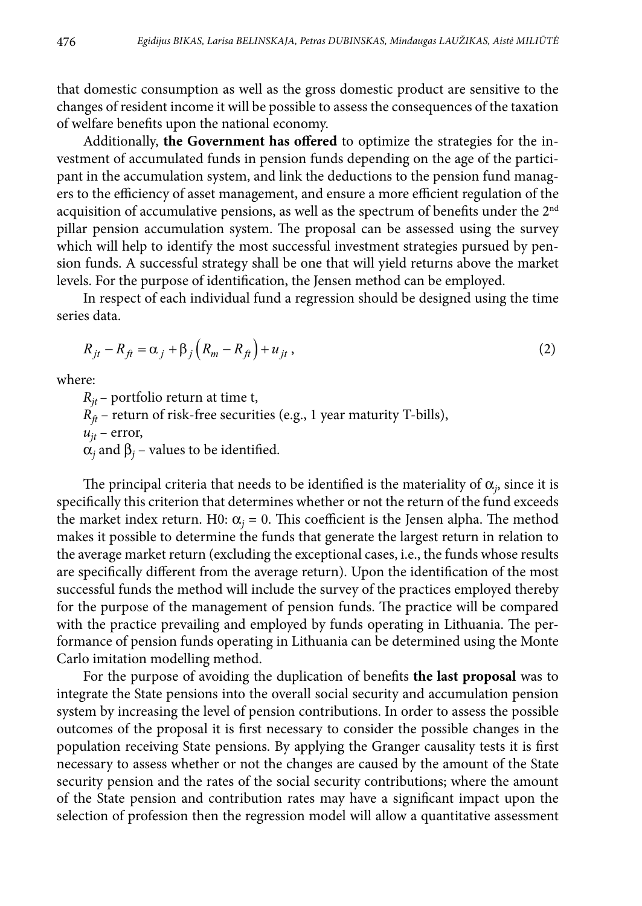that domestic consumption as well as the gross domestic product are sensitive to the changes of resident income it will be possible to assess the consequences of the taxation of welfare benefits upon the national economy.

Additionally, **the Government has offered** to optimize the strategies for the investment of accumulated funds in pension funds depending on the age of the participant in the accumulation system, and link the deductions to the pension fund managers to the efficiency of asset management, and ensure a more efficient regulation of the acquisition of accumulative pensions, as well as the spectrum of benefits under the 2nd pillar pension accumulation system. The proposal can be assessed using the survey which will help to identify the most successful investment strategies pursued by pension funds. A successful strategy shall be one that will yield returns above the market levels. For the purpose of identification, the Jensen method can be employed.

In respect of each individual fund a regression should be designed using the time series data.

$$R_{jt} - R_{ft} = \alpha_j + \beta_j \left( R_m - R_{ft} \right) + u_{jt}, \tag{2}$$

where:

$R_{jt}$ – portfolio return at time t,

$R_{ft}$ – return of risk-free securities (e.g., 1 year maturity T-bills),

$u_{jt}$ – error,

$\alpha_j$ and $\beta_j$ – values to be identified.

The principal criteria that needs to be identified is the materiality of $\alpha_j$, since it is specifically this criterion that determines whether or not the return of the fund exceeds the market index return. H0: $\alpha_j = 0$. This coefficient is the Jensen alpha. The method makes it possible to determine the funds that generate the largest return in relation to the average market return (excluding the exceptional cases, i.e., the funds whose results are specifically different from the average return). Upon the identification of the most successful funds the method will include the survey of the practices employed thereby for the purpose of the management of pension funds. The practice will be compared with the practice prevailing and employed by funds operating in Lithuania. The performance of pension funds operating in Lithuania can be determined using the Monte Carlo imitation modelling method.

For the purpose of avoiding the duplication of benefits **the last proposal** was to integrate the State pensions into the overall social security and accumulation pension system by increasing the level of pension contributions. In order to assess the possible outcomes of the proposal it is first necessary to consider the possible changes in the population receiving State pensions. By applying the Granger causality tests it is first necessary to assess whether or not the changes are caused by the amount of the State security pension and the rates of the social security contributions; where the amount of the State pension and contribution rates may have a significant impact upon the selection of profession then the regression model will allow a quantitative assessment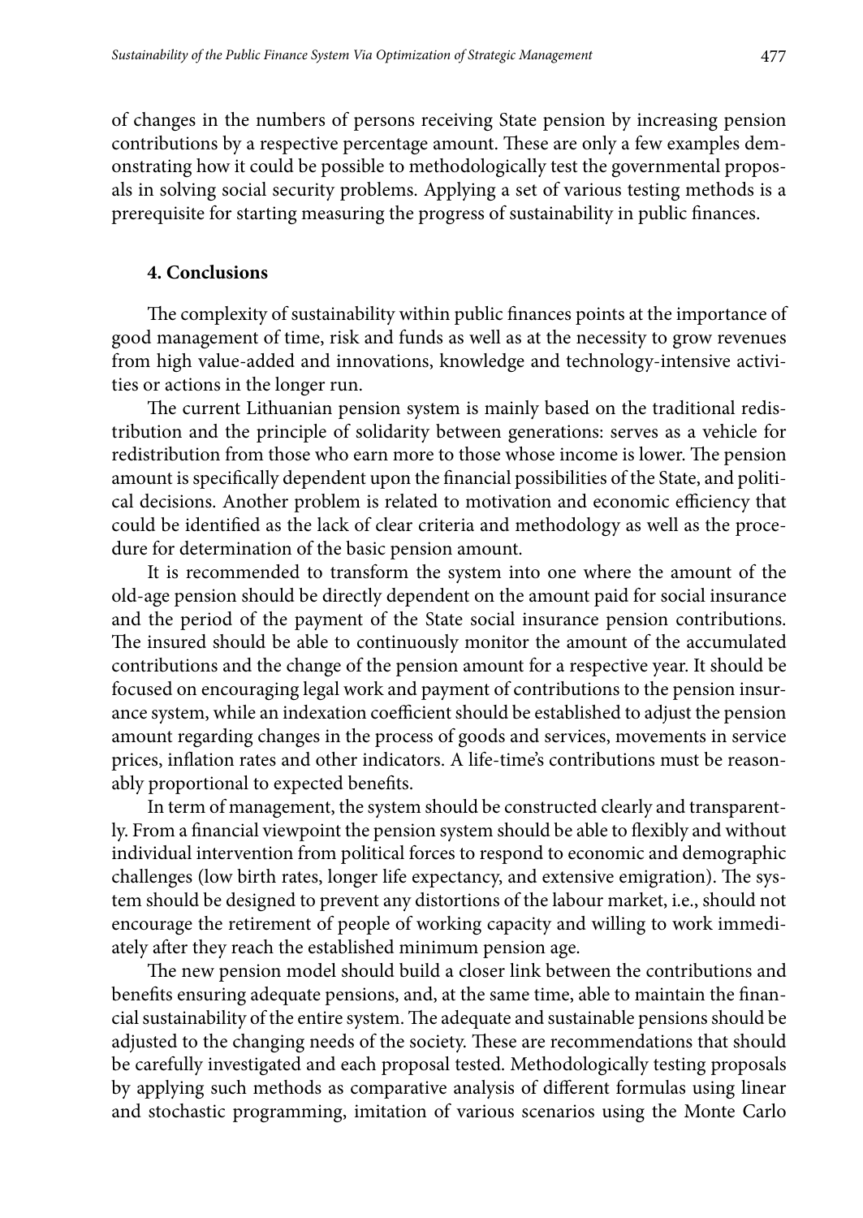of changes in the numbers of persons receiving State pension by increasing pension contributions by a respective percentage amount. These are only a few examples demonstrating how it could be possible to methodologically test the governmental proposals in solving social security problems. Applying a set of various testing methods is a prerequisite for starting measuring the progress of sustainability in public finances.

## 4. Conclusions

The complexity of sustainability within public finances points at the importance of good management of time, risk and funds as well as at the necessity to grow revenues from high value-added and innovations, knowledge and technology-intensive activities or actions in the longer run.

The current Lithuanian pension system is mainly based on the traditional redistribution and the principle of solidarity between generations: serves as a vehicle for redistribution from those who earn more to those whose income is lower. The pension amount is specifically dependent upon the financial possibilities of the State, and political decisions. Another problem is related to motivation and economic efficiency that could be identified as the lack of clear criteria and methodology as well as the procedure for determination of the basic pension amount.

It is recommended to transform the system into one where the amount of the old-age pension should be directly dependent on the amount paid for social insurance and the period of the payment of the State social insurance pension contributions. The insured should be able to continuously monitor the amount of the accumulated contributions and the change of the pension amount for a respective year. It should be focused on encouraging legal work and payment of contributions to the pension insurance system, while an indexation coefficient should be established to adjust the pension amount regarding changes in the process of goods and services, movements in service prices, inflation rates and other indicators. A life-time's contributions must be reasonably proportional to expected benefits.

In term of management, the system should be constructed clearly and transparently. From a financial viewpoint the pension system should be able to flexibly and without individual intervention from political forces to respond to economic and demographic challenges (low birth rates, longer life expectancy, and extensive emigration). The system should be designed to prevent any distortions of the labour market, i.e., should not encourage the retirement of people of working capacity and willing to work immediately after they reach the established minimum pension age.

The new pension model should build a closer link between the contributions and benefits ensuring adequate pensions, and, at the same time, able to maintain the financial sustainability of the entire system. The adequate and sustainable pensions should be adjusted to the changing needs of the society. These are recommendations that should be carefully investigated and each proposal tested. Methodologically testing proposals by applying such methods as comparative analysis of different formulas using linear and stochastic programming, imitation of various scenarios using the Monte Carlo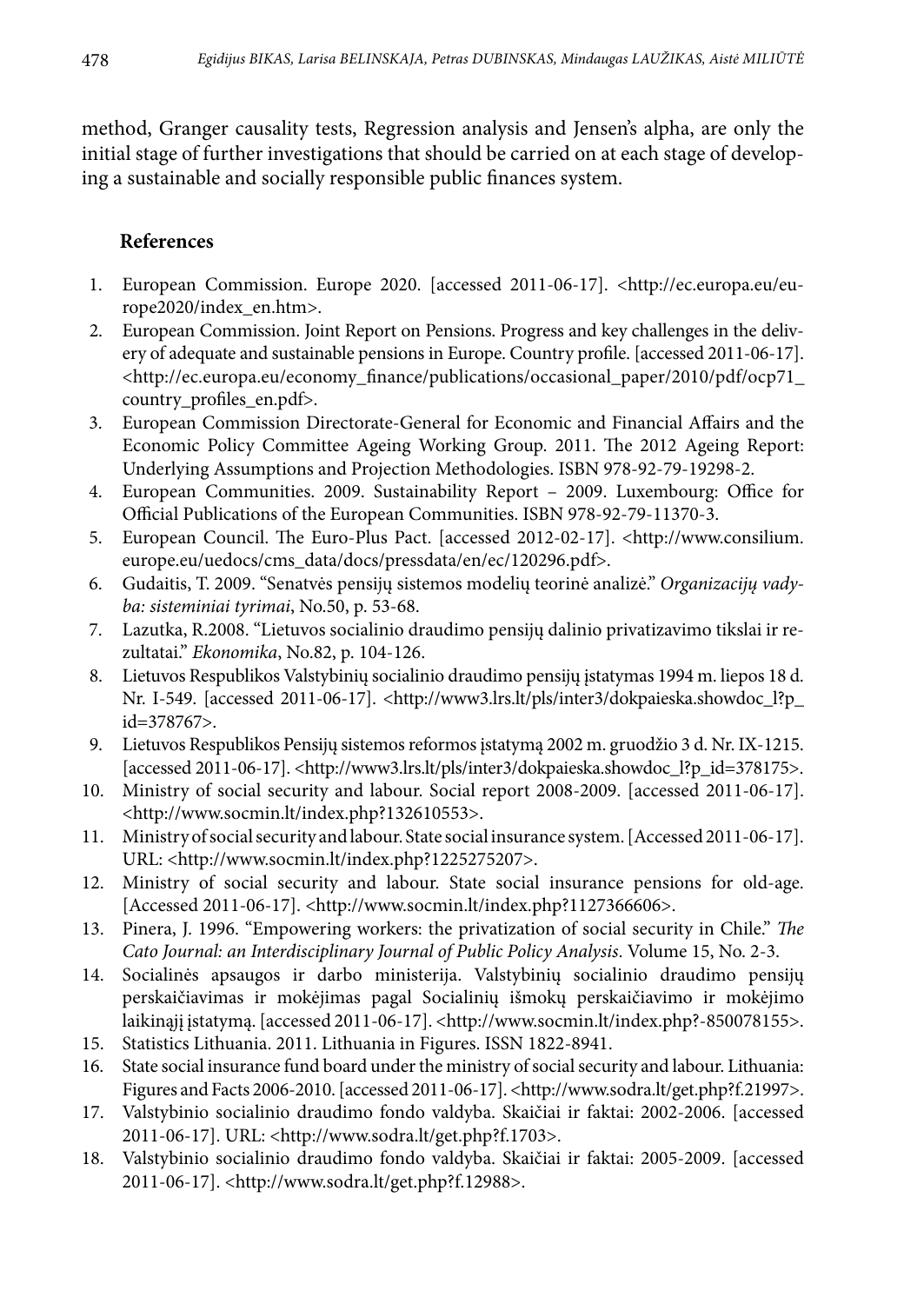method, Granger causality tests, Regression analysis and Jensen's alpha, are only the initial stage of further investigations that should be carried on at each stage of developing a sustainable and socially responsible public finances system.

## References

1. European Commission. Europe 2020. [accessed 2011-06-17]. <http://ec.europa.eu/europe2020/index_en.htm>.
2. European Commission. Joint Report on Pensions. Progress and key challenges in the delivery of adequate and sustainable pensions in Europe. Country profile. [accessed 2011-06-17]. <http://ec.europa.eu/economy_finance/publications/occasional_paper/2010/pdf/ocp71_country_profiles_en.pdf>.
3. European Commission Directorate-General for Economic and Financial Affairs and the Economic Policy Committee Ageing Working Group. 2011. The 2012 Ageing Report: Underlying Assumptions and Projection Methodologies. ISBN 978-92-79-19298-2.
4. European Communities. 2009. Sustainability Report – 2009. Luxembourg: Office for Official Publications of the European Communities. ISBN 978-92-79-11370-3.
5. European Council. The Euro-Plus Pact. [accessed 2012-02-17]. <http://www.consilium.europe.eu/uedocs/cms_data/docs/pressdata/en/ec/120296.pdf>.
6. Gudaitis, T. 2009. "Senatvės pensijų sistemos modelių teorinė analizė." *Organizacijų vadyba: sisteminiai tyrimai*, No.50, p. 53-68.
7. Lazutka, R.2008. "Lietuvos socialinio draudimo pensijų dalinio privatizavimo tikslai ir rezultatai." *Ekonomika*, No.82, p. 104-126.
8. Lietuvos Respublikos Valstybinių socialinio draudimo pensijų įstatymas 1994 m. liepos 18 d. Nr. I-549. [accessed 2011-06-17]. <http://www3.lrs.lt/pls/inter3/dokpaieska.showdoc_l?p_id=378767>.
9. Lietuvos Respublikos Pensijų sistemos reformos įstatymą 2002 m. gruodžio 3 d. Nr. IX-1215. [accessed 2011-06-17]. <http://www3.lrs.lt/pls/inter3/dokpaieska.showdoc_l?p_id=378175>.
10. Ministry of social security and labour. Social report 2008-2009. [accessed 2011-06-17]. <http://www.socmin.lt/index.php?132610553>.
11. Ministry of social security and labour. State social insurance system. [Accessed 2011-06-17]. URL: <http://www.socmin.lt/index.php?1225275207>.
12. Ministry of social security and labour. State social insurance pensions for old-age. [Accessed 2011-06-17]. <http://www.socmin.lt/index.php?1127366606>.
13. Pinera, J. 1996. "Empowering workers: the privatization of social security in Chile." *The Cato Journal: an Interdisciplinary Journal of Public Policy Analysis*. Volume 15, No. 2-3.
14. Socialinės apsaugos ir darbo ministerija. Valstybinių socialinio draudimo pensijų perskaičiavimas ir mokėjimas pagal Socialinių išmokų perskaičiavimo ir mokėjimo laikinąjį įstatymą. [accessed 2011-06-17]. <http://www.socmin.lt/index.php?-850078155>.
15. Statistics Lithuania. 2011. Lithuania in Figures. ISSN 1822-8941.
16. State social insurance fund board under the ministry of social security and labour. Lithuania: Figures and Facts 2006-2010. [accessed 2011-06-17]. <http://www.sodra.lt/get.php?f.21997>.
17. Valstybinio socialinio draudimo fondo valdyba. Skaičiai ir faktai: 2002-2006. [accessed 2011-06-17]. URL: <http://www.sodra.lt/get.php?f.1703>.
18. Valstybinio socialinio draudimo fondo valdyba. Skaičiai ir faktai: 2005-2009. [accessed 2011-06-17]. <http://www.sodra.lt/get.php?f.12988>.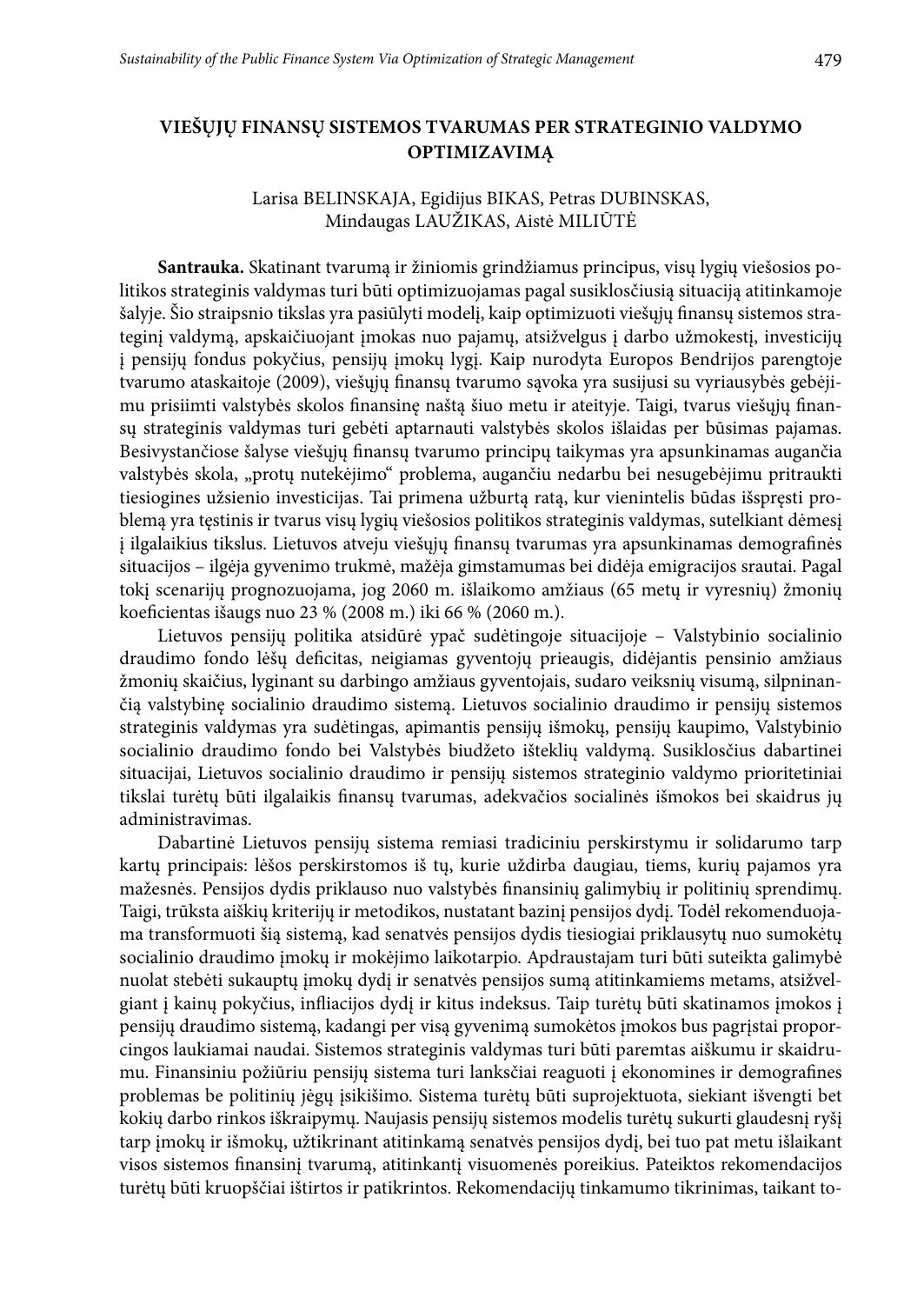## VIEŠŲJŲ FINANSŲ SISTEMOS TVARUMAS PER STRATEGINIO VALDYMO OPTIMIZAVIMĄ

Larisa BELINSKAJA, Egidijus BIKAS, Petras DUBINSKAS, Mindaugas LAUŽIKAS, Aistė MILIŪTĖ

**Santrauka.** Skatinant tvarumą ir žiniomis grindžiamus principus, visų lygių viešosios politikos strateginis valdymas turi būti optimizuojamas pagal susiklosčiusią situaciją atitinkamoje šalyje. Šio straipsnio tikslas yra pasiūlyti modelį, kaip optimizuoti viešųjų finansų sistemos strateginį valdymą, apskaičiuojant įmokas nuo pajamų, atsižvelgus į darbo užmokestį, investicijų į pensijų fondus pokyčius, pensijų įmokų lygį. Kaip nurodyta Europos Bendrijos parengtoje tvarumo ataskaitoje (2009), viešųjų finansų tvarumo sąvoka yra susijusi su vyriausybės gebėjimu prisiimti valstybės skolos finansinę naštą šiuo metu ir ateityje. Taigi, tvarus viešųjų finansų strateginis valdymas turi gebėti aptarnauti valstybės skolos išlaidas per būsimas pajamas. Besivystančiose šalyse viešųjų finansų tvarumo principų taikymas yra apsunkinamas augančia valstybės skola, „protų nutekėjimo" problema, augančiu nedarbu bei nesugebėjimu pritraukti tiesiogines užsienio investicijas. Tai primena užburtą ratą, kur vienintelis būdas išspręsti problemą yra tęstinis ir tvarus visų lygių viešosios politikos strateginis valdymas, sutelkiant dėmesį į ilgalaikius tikslus. Lietuvos atveju viešųjų finansų tvarumas yra apsunkinamas demografinės situacijos – ilgėja gyvenimo trukmė, mažėja gimstamumas bei didėja emigracijos srautai. Pagal tokį scenarijų prognozuojama, jog 2060 m. išlaikomo amžiaus (65 metų ir vyresnių) žmonių koeficientas išaugs nuo 23 % (2008 m.) iki 66 % (2060 m.).

Lietuvos pensijų politika atsidūrė ypač sudėtingoje situacijoje – Valstybinio socialinio draudimo fondo lėšų deficitas, neigiamas gyventojų prieaugis, didėjantis pensinio amžiaus žmonių skaičius, lyginant su darbingo amžiaus gyventojais, sudaro veiksnių visumą, silpninančią valstybinę socialinio draudimo sistemą. Lietuvos socialinio draudimo ir pensijų sistemos strateginis valdymas yra sudėtingas, apimantis pensijų išmokų, pensijų kaupimo, Valstybinio socialinio draudimo fondo bei Valstybės biudžeto išteklių valdymą. Susiklosčius dabartinei situacijai, Lietuvos socialinio draudimo ir pensijų sistemos strateginio valdymo prioritetiniai tikslai turėtų būti ilgalaikis finansų tvarumas, adekvačios socialinės išmokos bei skaidrus jų administravimas.

Dabartinė Lietuvos pensijų sistema remiasi tradiciniu perskirstymu ir solidarumo tarp kartų principais: lėšos perskirstomos iš tų, kurie uždirba daugiau, tiems, kurių pajamos yra mažesnės. Pensijos dydis priklauso nuo valstybės finansinių galimybių ir politinių sprendimų. Taigi, trūksta aiškių kriterijų ir metodikos, nustatant bazinį pensijos dydį. Todėl rekomenduojama transformuoti šią sistemą, kad senatvės pensijos dydis tiesiogiai priklausytų nuo sumokėtų socialinio draudimo įmokų ir mokėjimo laikotarpio. Apdraustajam turi būti suteikta galimybė nuolat stebėti sukauptų įmokų dydį ir senatvės pensijos sumą atitinkamiems metams, atsižvelgiant į kainų pokyčius, infliacijos dydį ir kitus indeksus. Taip turėtų būti skatinamos įmokos į pensijų draudimo sistemą, kadangi per visą gyvenimą sumokėtos įmokos bus pagrįstai proporcingos laukiamai naudai. Sistemos strateginis valdymas turi būti paremtas aiškumu ir skaidrumu. Finansiniu požiūriu pensijų sistema turi lanksčiai reaguoti į ekonomines ir demografines problemas be politinių jėgų įsikišimo. Sistema turėtų būti suprojektuota, siekiant išvengti bet kokių darbo rinkos iškraipymų. Naujasis pensijų sistemos modelis turėtų sukurti glaudesnį ryšį tarp įmokų ir išmokų, užtikrinant atitinkamą senatvės pensijos dydį, bei tuo pat metu išlaikant visos sistemos finansinį tvarumą, atitinkantį visuomenės poreikius. Pateiktos rekomendacijos turėtų būti kruopščiai ištirtos ir patikrintos. Rekomendacijų tinkamumo tikrinimas, taikant to-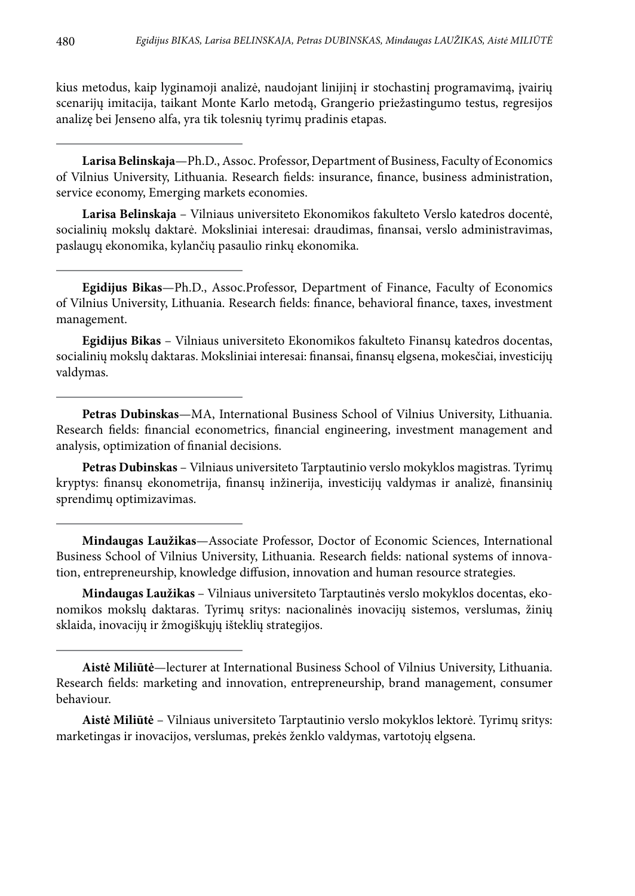kius metodus, kaip lyginamoji analizė, naudojant linijinį ir stochastinį programavimą, įvairių scenarijų imitacija, taikant Monte Karlo metodą, Grangerio priežastingumo testus, regresijos analizę bei Jenseno alfa, yra tik tolesnių tyrimų pradinis etapas.

---

**Larisa Belinskaja**—Ph.D., Assoc. Professor, Department of Business, Faculty of Economics of Vilnius University, Lithuania. Research fields: insurance, finance, business administration, service economy, Emerging markets economies.

**Larisa Belinskaja** – Vilniaus universiteto Ekonomikos fakulteto Verslo katedros docentė, socialinių mokslų daktarė. Moksliniai interesai: draudimas, finansai, verslo administravimas, paslaugų ekonomika, kylančių pasaulio rinkų ekonomika.

---

**Egidijus Bikas**—Ph.D., Assoc.Professor, Department of Finance, Faculty of Economics of Vilnius University, Lithuania. Research fields: finance, behavioral finance, taxes, investment management.

**Egidijus Bikas** – Vilniaus universiteto Ekonomikos fakulteto Finansų katedros docentas, socialinių mokslų daktaras. Moksliniai interesai: finansai, finansų elgsena, mokesčiai, investicijų valdymas.

---

**Petras Dubinskas**—MA, International Business School of Vilnius University, Lithuania. Research fields: financial econometrics, financial engineering, investment management and analysis, optimization of finanial decisions.

**Petras Dubinskas** – Vilniaus universiteto Tarptautinio verslo mokyklos magistras. Tyrimų kryptys: finansų ekonometrija, finansų inžinerija, investicijų valdymas ir analizė, finansinių sprendimų optimizavimas.

---

**Mindaugas Laužikas**—Associate Professor, Doctor of Economic Sciences, International Business School of Vilnius University, Lithuania. Research fields: national systems of innovation, entrepreneurship, knowledge diffusion, innovation and human resource strategies.

**Mindaugas Laužikas** – Vilniaus universiteto Tarptautinės verslo mokyklos docentas, ekonomikos mokslų daktaras. Tyrimų sritys: nacionalinės inovacijų sistemos, verslumas, žinių sklaida, inovacijų ir žmogiškųjų išteklių strategijos.

---

**Aistė Miliūtė**—lecturer at International Business School of Vilnius University, Lithuania. Research fields: marketing and innovation, entrepreneurship, brand management, consumer behaviour.

**Aistė Miliūtė** – Vilniaus universiteto Tarptautinio verslo mokyklos lektorė. Tyrimų sritys: marketingas ir inovacijos, verslumas, prekės ženklo valdymas, vartotojų elgsena.